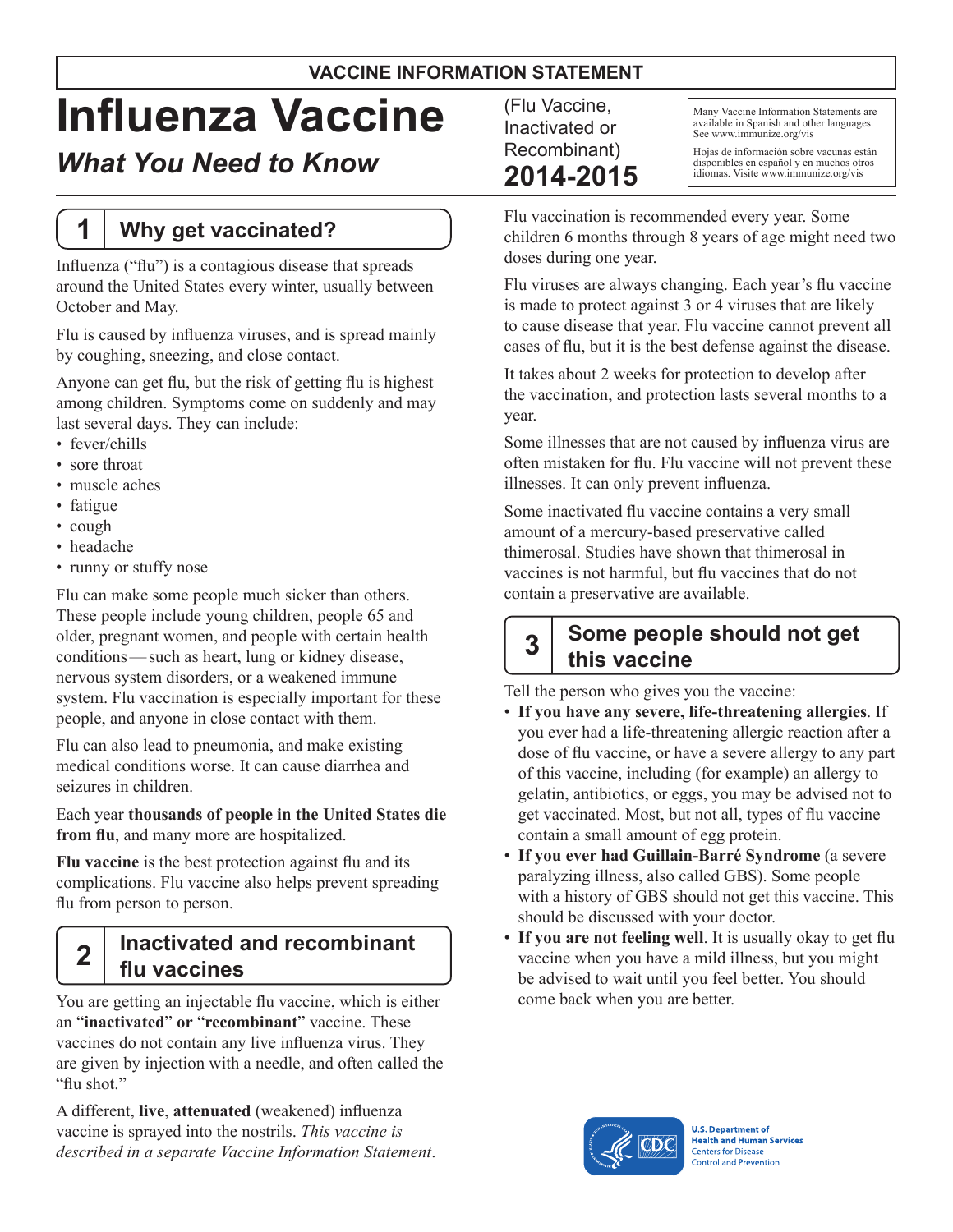**VACCINE INFORMATION STATEMENT**

# Influenza Vaccine

## *What You Need to Know*

(Flu Vaccine, Inactivated or Recombinant)
**2014-2015**

Many Vaccine Information Statements are available in Spanish and other languages. See www.immunize.org/vis

Hojas de información sobre vacunas están disponibles en español y en muchos otros idiomas. Visite www.immunize.org/vis

## 1 Why get vaccinated?

Influenza ("flu") is a contagious disease that spreads around the United States every winter, usually between October and May.

Flu is caused by influenza viruses, and is spread mainly by coughing, sneezing, and close contact.

Anyone can get flu, but the risk of getting flu is highest among children. Symptoms come on suddenly and may last several days. They can include:

- fever/chills
- sore throat
- muscle aches
- fatigue
- cough
- headache
- runny or stuffy nose

Flu can make some people much sicker than others. These people include young children, people 65 and older, pregnant women, and people with certain health conditions — such as heart, lung or kidney disease, nervous system disorders, or a weakened immune system. Flu vaccination is especially important for these people, and anyone in close contact with them.

Flu can also lead to pneumonia, and make existing medical conditions worse. It can cause diarrhea and seizures in children.

Each year **thousands of people in the United States die from flu**, and many more are hospitalized.

**Flu vaccine** is the best protection against flu and its complications. Flu vaccine also helps prevent spreading flu from person to person.

## 2 Inactivated and recombinant flu vaccines

You are getting an injectable flu vaccine, which is either an "**inactivated**" **or** "**recombinant**" vaccine. These vaccines do not contain any live influenza virus. They are given by injection with a needle, and often called the "flu shot."

A different, **live**, **attenuated** (weakened) influenza vaccine is sprayed into the nostrils. *This vaccine is described in a separate Vaccine Information Statement*.

Flu vaccination is recommended every year. Some children 6 months through 8 years of age might need two doses during one year.

Flu viruses are always changing. Each year's flu vaccine is made to protect against 3 or 4 viruses that are likely to cause disease that year. Flu vaccine cannot prevent all cases of flu, but it is the best defense against the disease.

It takes about 2 weeks for protection to develop after the vaccination, and protection lasts several months to a year.

Some illnesses that are not caused by influenza virus are often mistaken for flu. Flu vaccine will not prevent these illnesses. It can only prevent influenza.

Some inactivated flu vaccine contains a very small amount of a mercury-based preservative called thimerosal. Studies have shown that thimerosal in vaccines is not harmful, but flu vaccines that do not contain a preservative are available.

## 3 Some people should not get this vaccine

Tell the person who gives you the vaccine:

- **If you have any severe, life-threatening allergies**. If you ever had a life-threatening allergic reaction after a dose of flu vaccine, or have a severe allergy to any part of this vaccine, including (for example) an allergy to gelatin, antibiotics, or eggs, you may be advised not to get vaccinated. Most, but not all, types of flu vaccine contain a small amount of egg protein.
- **If you ever had Guillain-Barré Syndrome** (a severe paralyzing illness, also called GBS). Some people with a history of GBS should not get this vaccine. This should be discussed with your doctor.
- **If you are not feeling well**. It is usually okay to get flu vaccine when you have a mild illness, but you might be advised to wait until you feel better. You should come back when you are better.

U.S. Department of Health and Human Services
Centers for Disease Control and Prevention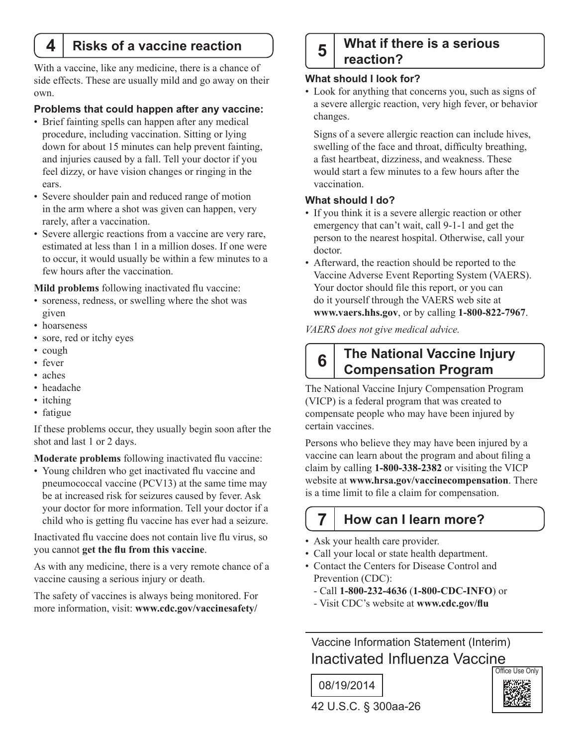## 4 Risks of a vaccine reaction

With a vaccine, like any medicine, there is a chance of side effects. These are usually mild and go away on their own.

**Problems that could happen after any vaccine:**

- Brief fainting spells can happen after any medical procedure, including vaccination. Sitting or lying down for about 15 minutes can help prevent fainting, and injuries caused by a fall. Tell your doctor if you feel dizzy, or have vision changes or ringing in the ears.
- Severe shoulder pain and reduced range of motion in the arm where a shot was given can happen, very rarely, after a vaccination.
- Severe allergic reactions from a vaccine are very rare, estimated at less than 1 in a million doses. If one were to occur, it would usually be within a few minutes to a few hours after the vaccination.

**Mild problems** following inactivated flu vaccine:

- soreness, redness, or swelling where the shot was given
- hoarseness
- sore, red or itchy eyes
- cough
- fever
- aches
- headache
- itching
- fatigue

If these problems occur, they usually begin soon after the shot and last 1 or 2 days.

**Moderate problems** following inactivated flu vaccine:

- Young children who get inactivated flu vaccine and pneumococcal vaccine (PCV13) at the same time may be at increased risk for seizures caused by fever. Ask your doctor for more information. Tell your doctor if a child who is getting flu vaccine has ever had a seizure.

Inactivated flu vaccine does not contain live flu virus, so you cannot **get the flu from this vaccine**.

As with any medicine, there is a very remote chance of a vaccine causing a serious injury or death.

The safety of vaccines is always being monitored. For more information, visit: **www.cdc.gov/vaccinesafety/**

## 5 What if there is a serious reaction?

**What should I look for?**

- Look for anything that concerns you, such as signs of a severe allergic reaction, very high fever, or behavior changes.

  Signs of a severe allergic reaction can include hives, swelling of the face and throat, difficulty breathing, a fast heartbeat, dizziness, and weakness. These would start a few minutes to a few hours after the vaccination.

**What should I do?**

- If you think it is a severe allergic reaction or other emergency that can't wait, call 9-1-1 and get the person to the nearest hospital. Otherwise, call your doctor.
- Afterward, the reaction should be reported to the Vaccine Adverse Event Reporting System (VAERS). Your doctor should file this report, or you can do it yourself through the VAERS web site at **www.vaers.hhs.gov**, or by calling **1-800-822-7967**.

*VAERS does not give medical advice.*

## 6 The National Vaccine Injury Compensation Program

The National Vaccine Injury Compensation Program (VICP) is a federal program that was created to compensate people who may have been injured by certain vaccines.

Persons who believe they may have been injured by a vaccine can learn about the program and about filing a claim by calling **1-800-338-2382** or visiting the VICP website at **www.hrsa.gov/vaccinecompensation**. There is a time limit to file a claim for compensation.

## 7 How can I learn more?

- Ask your health care provider.
- Call your local or state health department.
- Contact the Centers for Disease Control and Prevention (CDC):
  - Call **1-800-232-4636** (**1-800-CDC-INFO**) or
  - Visit CDC's website at **www.cdc.gov/flu**

Vaccine Information Statement (Interim)
Inactivated Influenza Vaccine

08/19/2014

42 U.S.C. § 300aa-26

Office Use Only